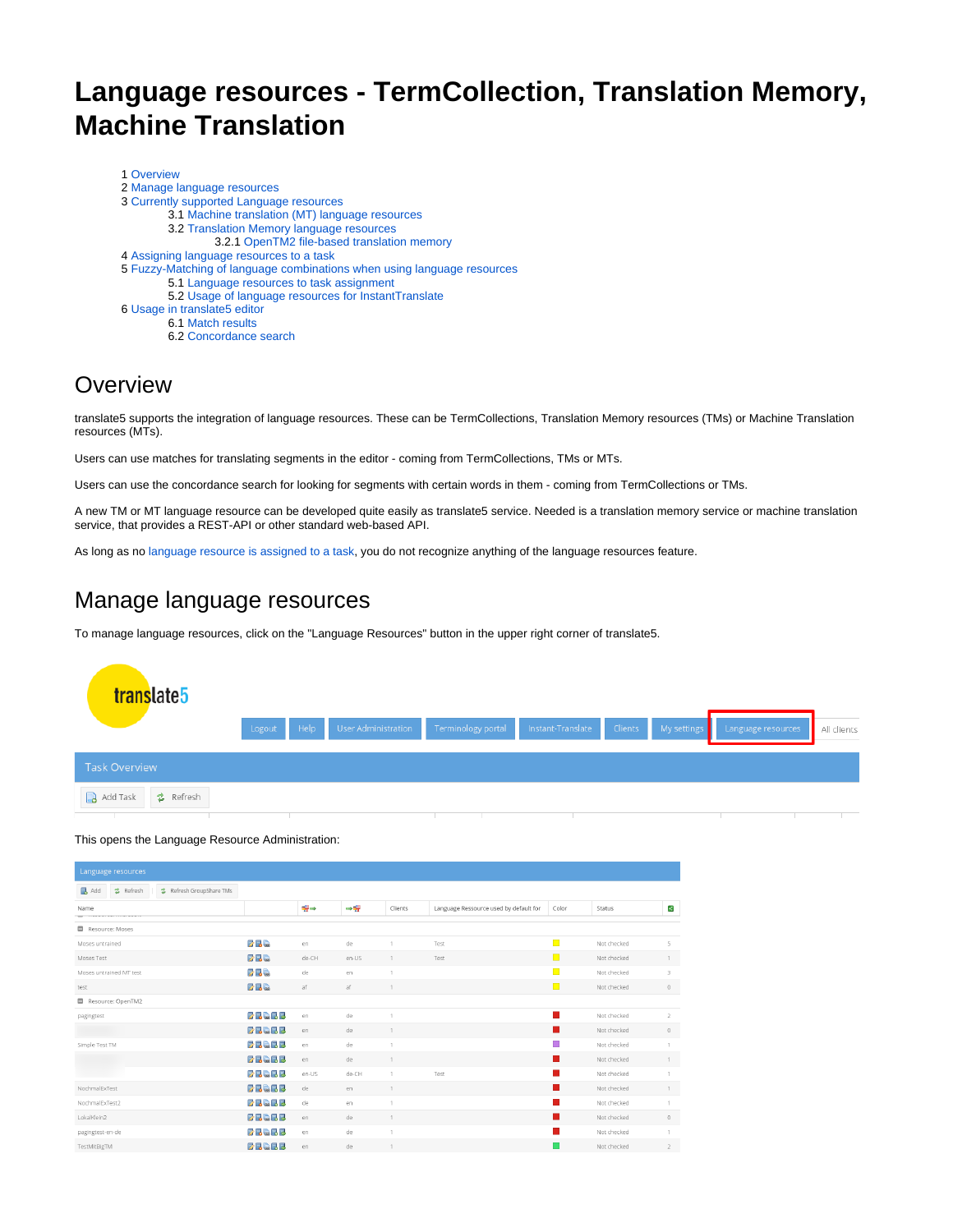# Language resources - TermCollection, Translation Memory, Machine Translation

1 Overview
2 Manage language resources
3 Currently supported Language resources
  3.1 Machine translation (MT) language resources
  3.2 Translation Memory language resources
    3.2.1 OpenTM2 file-based translation memory
4 Assigning language resources to a task
5 Fuzzy-Matching of language combinations when using language resources
  5.1 Language resources to task assignment
  5.2 Usage of language resources for InstantTranslate
6 Usage in translate5 editor
  6.1 Match results
  6.2 Concordance search

## Overview

translate5 supports the integration of language resources. These can be TermCollections, Translation Memory resources (TMs) or Machine Translation resources (MTs).

Users can use matches for translating segments in the editor - coming from TermCollections, TMs or MTs.

Users can use the concordance search for looking for segments with certain words in them - coming from TermCollections or TMs.

A new TM or MT language resource can be developed quite easily as translate5 service. Needed is a translation memory service or machine translation service, that provides a REST-API or other standard web-based API.

As long as no language resource is assigned to a task, you do not recognize anything of the language resources feature.

## Manage language resources

To manage language resources, click on the "Language Resources" button in the upper right corner of translate5.

This opens the Language Resource Administration: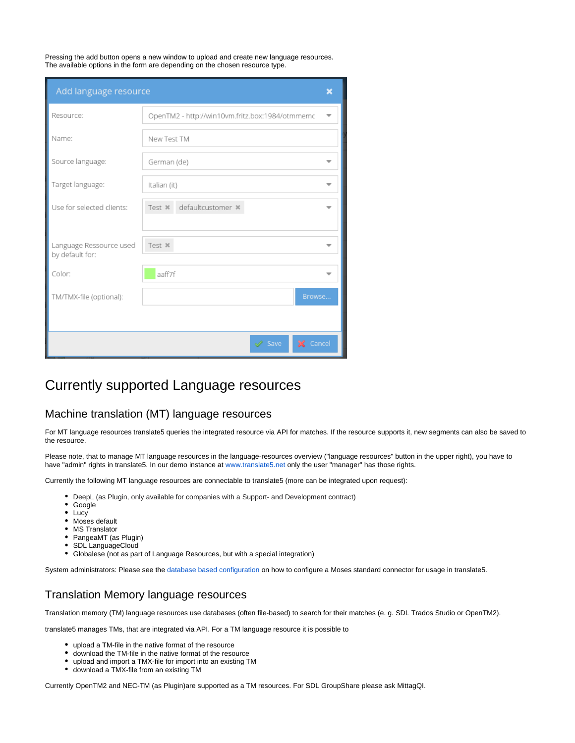Pressing the add button opens a new window to upload and create new language resources.
The available options in the form are depending on the chosen resource type.

# Currently supported Language resources

## Machine translation (MT) language resources

For MT language resources translate5 queries the integrated resource via API for matches. If the resource supports it, new segments can also be saved to the resource.

Please note, that to manage MT language resources in the language-resources overview ("language resources" button in the upper right), you have to have "admin" rights in translate5. In our demo instance at www.translate5.net only the user "manager" has those rights.

Currently the following MT language resources are connectable to translate5 (more can be integrated upon request):

- DeepL (as Plugin, only available for companies with a Support- and Development contract)
- Google
- Lucy
- Moses default
- MS Translator
- PangeaMT (as Plugin)
- SDL LanguageCloud
- Globalese (not as part of Language Resources, but with a special integration)

System administrators: Please see the database based configuration on how to configure a Moses standard connector for usage in translate5.

## Translation Memory language resources

Translation memory (TM) language resources use databases (often file-based) to search for their matches (e. g. SDL Trados Studio or OpenTM2).

translate5 manages TMs, that are integrated via API. For a TM language resource it is possible to

- upload a TM-file in the native format of the resource
- download the TM-file in the native format of the resource
- upload and import a TMX-file for import into an existing TM
- download a TMX-file from an existing TM

Currently OpenTM2 and NEC-TM (as Plugin)are supported as a TM resources. For SDL GroupShare please ask MittagQI.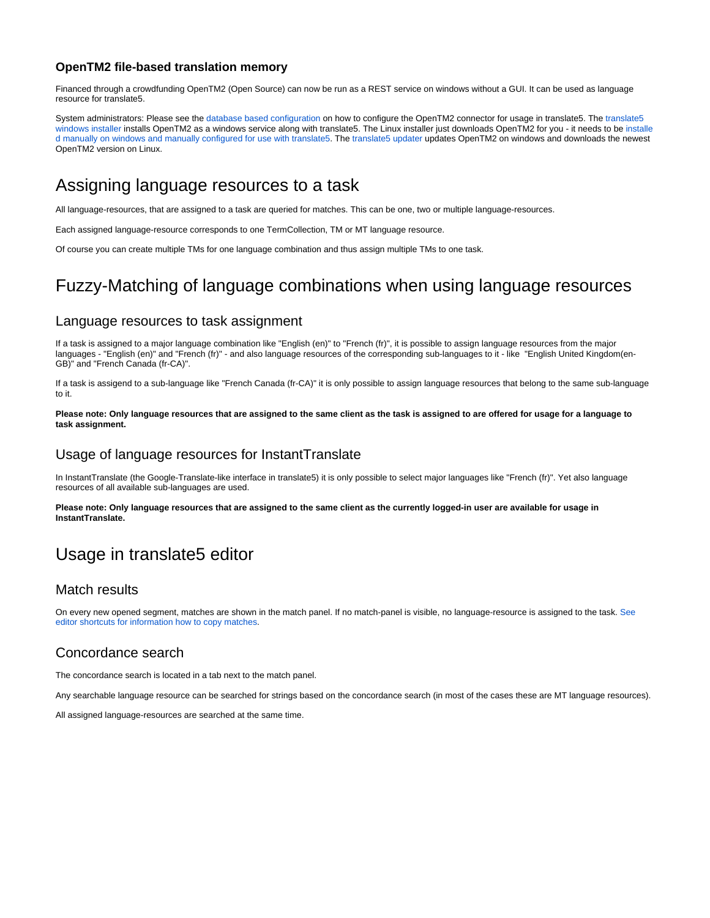### OpenTM2 file-based translation memory

Financed through a crowdfunding OpenTM2 (Open Source) can now be run as a REST service on windows without a GUI. It can be used as language resource for translate5.

System administrators: Please see the database based configuration on how to configure the OpenTM2 connector for usage in translate5. The translate5 windows installer installs OpenTM2 as a windows service along with translate5. The Linux installer just downloads OpenTM2 for you - it needs to be installed manually on windows and manually configured for use with translate5. The translate5 updater updates OpenTM2 on windows and downloads the newest OpenTM2 version on Linux.

# Assigning language resources to a task

All language-resources, that are assigned to a task are queried for matches. This can be one, two or multiple language-resources.

Each assigned language-resource corresponds to one TermCollection, TM or MT language resource.

Of course you can create multiple TMs for one language combination and thus assign multiple TMs to one task.

# Fuzzy-Matching of language combinations when using language resources

## Language resources to task assignment

If a task is assigned to a major language combination like "English (en)" to "French (fr)", it is possible to assign language resources from the major languages - "English (en)" and "French (fr)" - and also language resources of the corresponding sub-languages to it - like "English United Kingdom(en-GB)" and "French Canada (fr-CA)".

If a task is assigend to a sub-language like "French Canada (fr-CA)" it is only possible to assign language resources that belong to the same sub-language to it.

**Please note: Only language resources that are assigned to the same client as the task is assigned to are offered for usage for a language to task assignment.**

## Usage of language resources for InstantTranslate

In InstantTranslate (the Google-Translate-like interface in translate5) it is only possible to select major languages like "French (fr)". Yet also language resources of all available sub-languages are used.

**Please note: Only language resources that are assigned to the same client as the currently logged-in user are available for usage in InstantTranslate.**

# Usage in translate5 editor

## Match results

On every new opened segment, matches are shown in the match panel. If no match-panel is visible, no language-resource is assigned to the task. See editor shortcuts for information how to copy matches.

## Concordance search

The concordance search is located in a tab next to the match panel.

Any searchable language resource can be searched for strings based on the concordance search (in most of the cases these are MT language resources).

All assigned language-resources are searched at the same time.